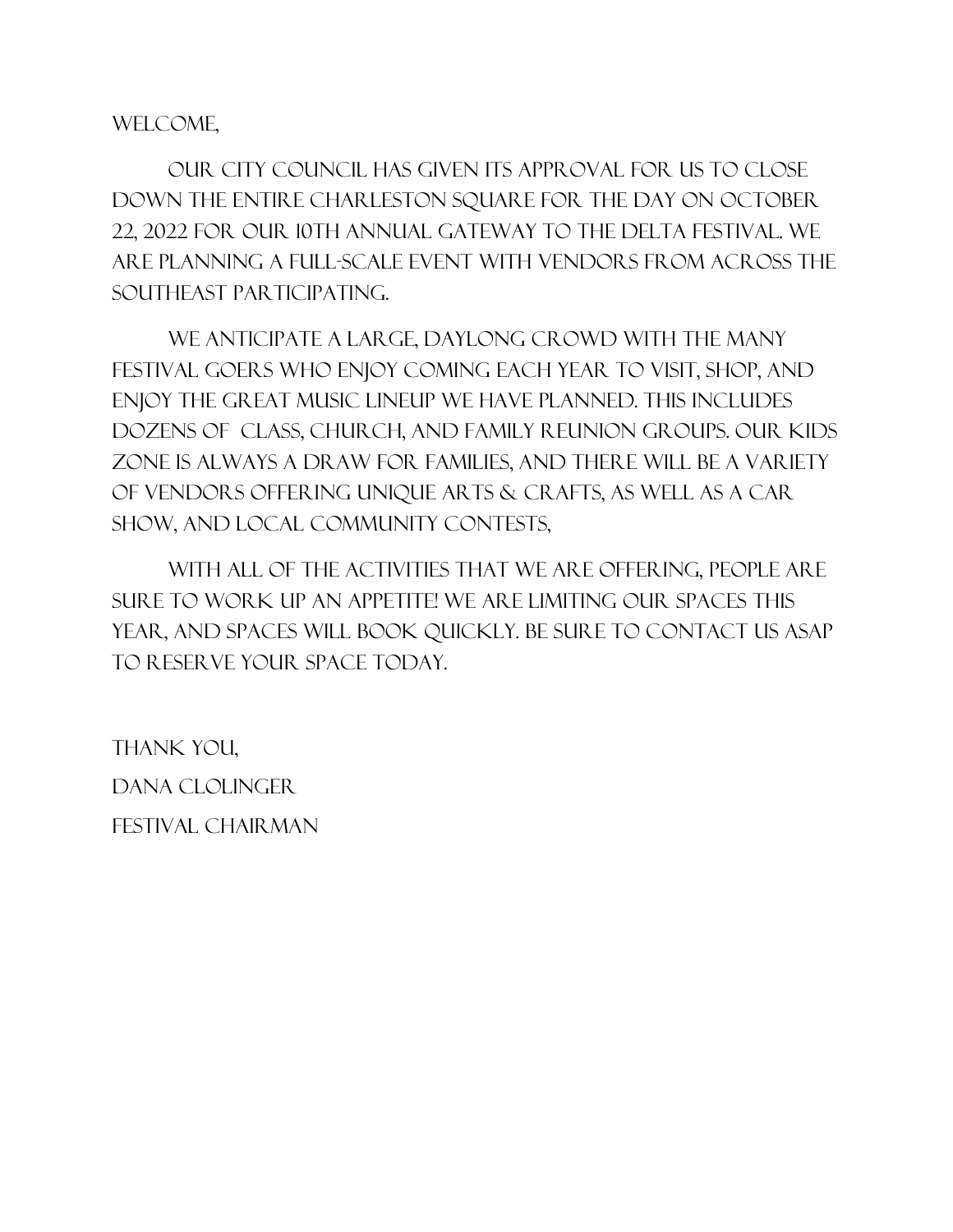Welcome,

Our City Council has given its approval for us to close down the entire Charleston Square for the day on October 22, 2022 for our 10th Annual Gateway to the Delta Festival. We are planning a full-scale event with vendors from across the southeast participating.

We anticipate a large, daylong crowd with the many festival goers who enjoy coming each year to visit, shop, and enjoy the great music lineup we have planned. This includes dozens of  class, church, and family reunion groups. Our Kids Zone is always a draw for families, and there will be a variety of vendors offering unique arts & crafts, as well as a car show, and local community contests,

With all of the activities that we are offering, people are sure to work up an appetite! We are limiting our spaces this year, and spaces will book quickly. Be sure to contact us ASAP to reserve your space today.

Thank you,

Dana Clolinger

Festival Chairman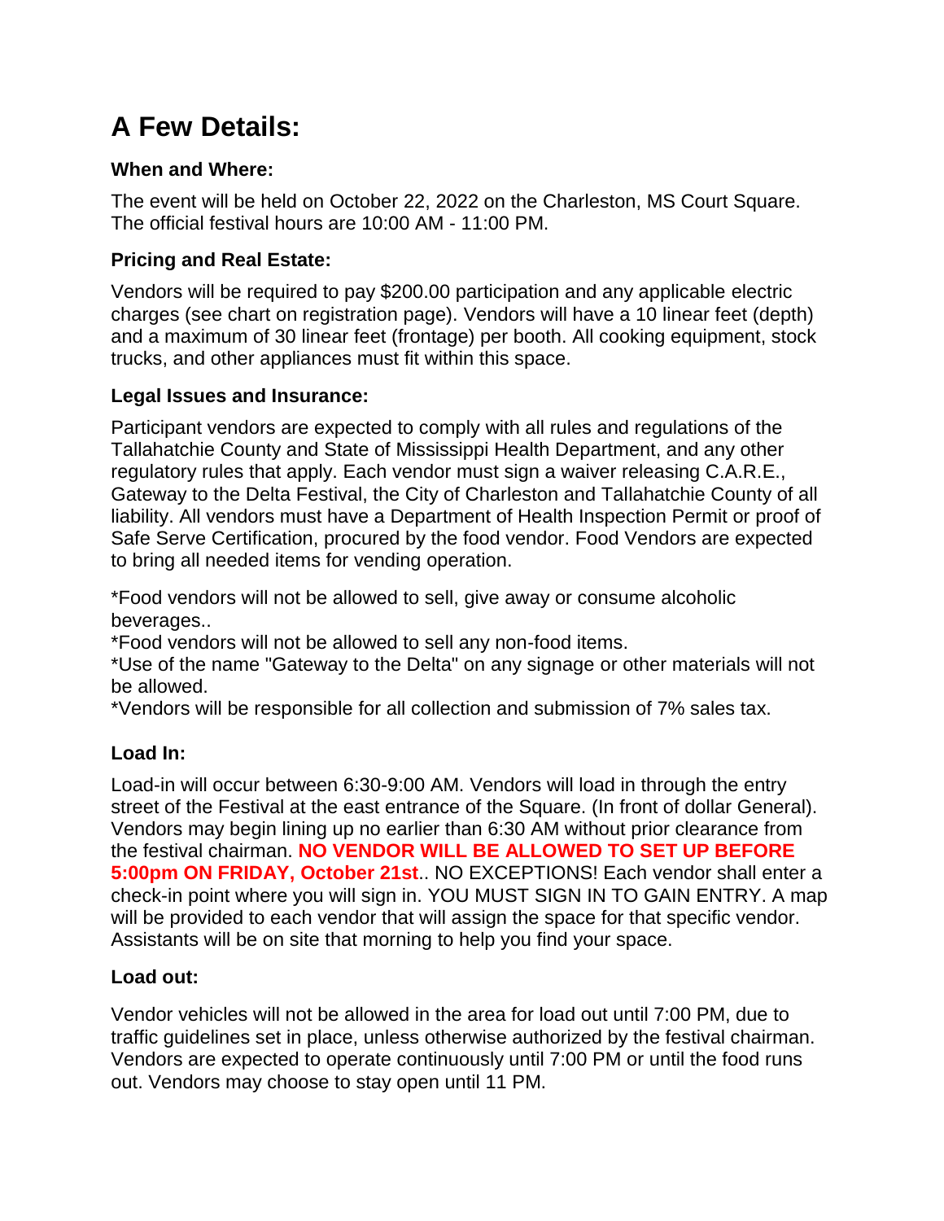# A Few Details:

### When and Where:

The event will be held on October 22, 2022 on the Charleston, MS Court Square. The official festival hours are 10:00 AM - 11:00 PM.

### Pricing and Real Estate:

Vendors will be required to pay $200.00 participation and any applicable electric charges (see chart on registration page). Vendors will have a 10 linear feet (depth) and a maximum of 30 linear feet (frontage) per booth. All cooking equipment, stock trucks, and other appliances must fit within this space.

### Legal Issues and Insurance:

Participant vendors are expected to comply with all rules and regulations of the Tallahatchie County and State of Mississippi Health Department, and any other regulatory rules that apply. Each vendor must sign a waiver releasing C.A.R.E., Gateway to the Delta Festival, the City of Charleston and Tallahatchie County of all liability. All vendors must have a Department of Health Inspection Permit or proof of Safe Serve Certification, procured by the food vendor. Food Vendors are expected to bring all needed items for vending operation.

*Food vendors will not be allowed to sell, give away or consume alcoholic beverages..
*Food vendors will not be allowed to sell any non-food items.
*Use of the name "Gateway to the Delta" on any signage or other materials will not be allowed.
*Vendors will be responsible for all collection and submission of 7% sales tax.

### Load In:

Load-in will occur between 6:30-9:00 AM. Vendors will load in through the entry street of the Festival at the east entrance of the Square. (In front of dollar General). Vendors may begin lining up no earlier than 6:30 AM without prior clearance from the festival chairman. **NO VENDOR WILL BE ALLOWED TO SET UP BEFORE 5:00pm ON FRIDAY, October 21st**.. NO EXCEPTIONS! Each vendor shall enter a check-in point where you will sign in. YOU MUST SIGN IN TO GAIN ENTRY. A map will be provided to each vendor that will assign the space for that specific vendor. Assistants will be on site that morning to help you find your space.

### Load out:

Vendor vehicles will not be allowed in the area for load out until 7:00 PM, due to traffic guidelines set in place, unless otherwise authorized by the festival chairman. Vendors are expected to operate continuously until 7:00 PM or until the food runs out. Vendors may choose to stay open until 11 PM.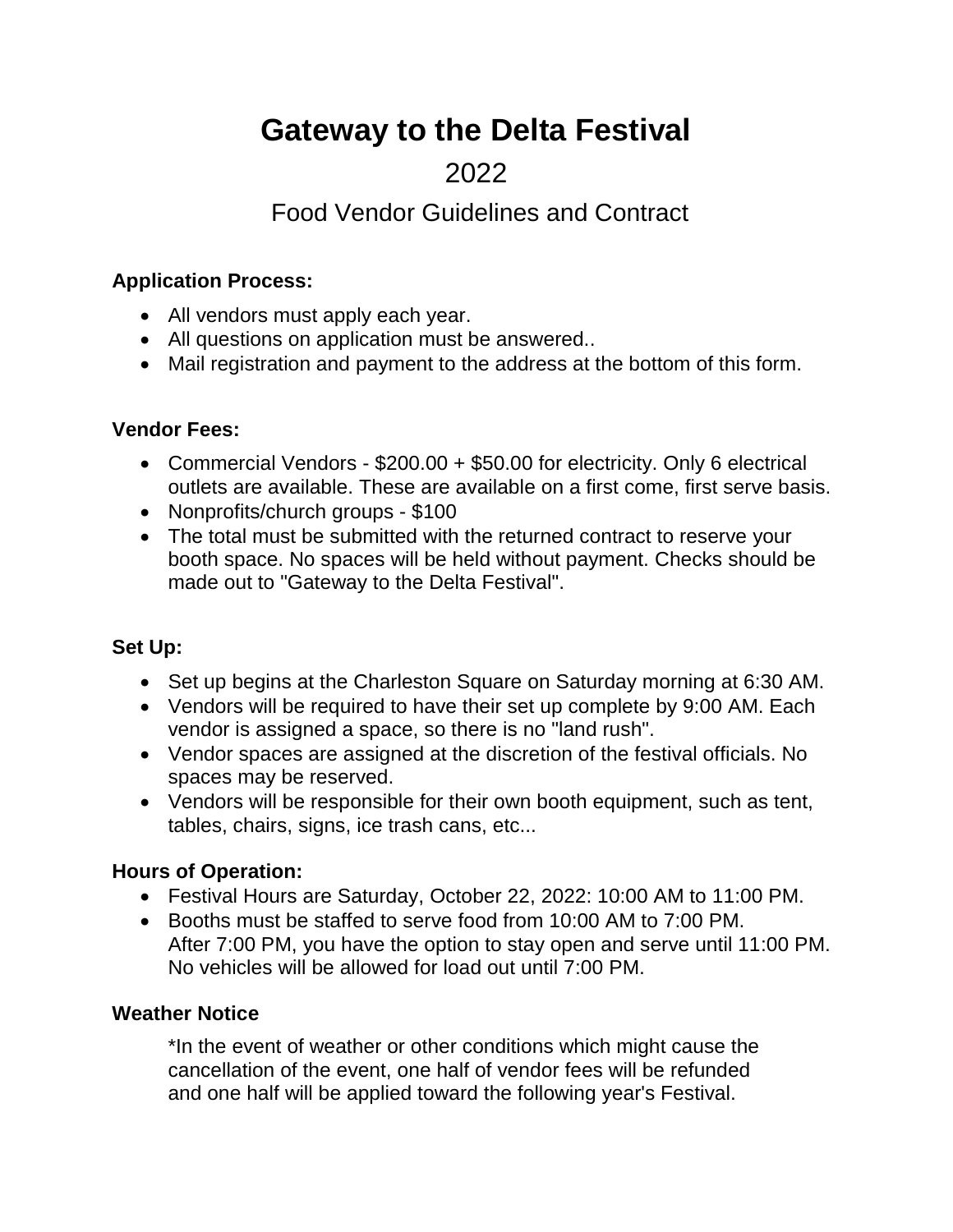# Gateway to the Delta Festival

## 2022

## Food Vendor Guidelines and Contract

**Application Process:**

- All vendors must apply each year.
- All questions on application must be answered..
- Mail registration and payment to the address at the bottom of this form.

**Vendor Fees:**

- Commercial Vendors - $200.00 + $50.00 for electricity. Only 6 electrical outlets are available. These are available on a first come, first serve basis.
- Nonprofits/church groups - $100
- The total must be submitted with the returned contract to reserve your booth space. No spaces will be held without payment. Checks should be made out to "Gateway to the Delta Festival".

**Set Up:**

- Set up begins at the Charleston Square on Saturday morning at 6:30 AM.
- Vendors will be required to have their set up complete by 9:00 AM. Each vendor is assigned a space, so there is no "land rush".
- Vendor spaces are assigned at the discretion of the festival officials. No spaces may be reserved.
- Vendors will be responsible for their own booth equipment, such as tent, tables, chairs, signs, ice trash cans, etc...

**Hours of Operation:**

- Festival Hours are Saturday, October 22, 2022: 10:00 AM to 11:00 PM.
- Booths must be staffed to serve food from 10:00 AM to 7:00 PM.
  After 7:00 PM, you have the option to stay open and serve until 11:00 PM.
  No vehicles will be allowed for load out until 7:00 PM.

**Weather Notice**

*In the event of weather or other conditions which might cause the cancellation of the event, one half of vendor fees will be refunded and one half will be applied toward the following year's Festival.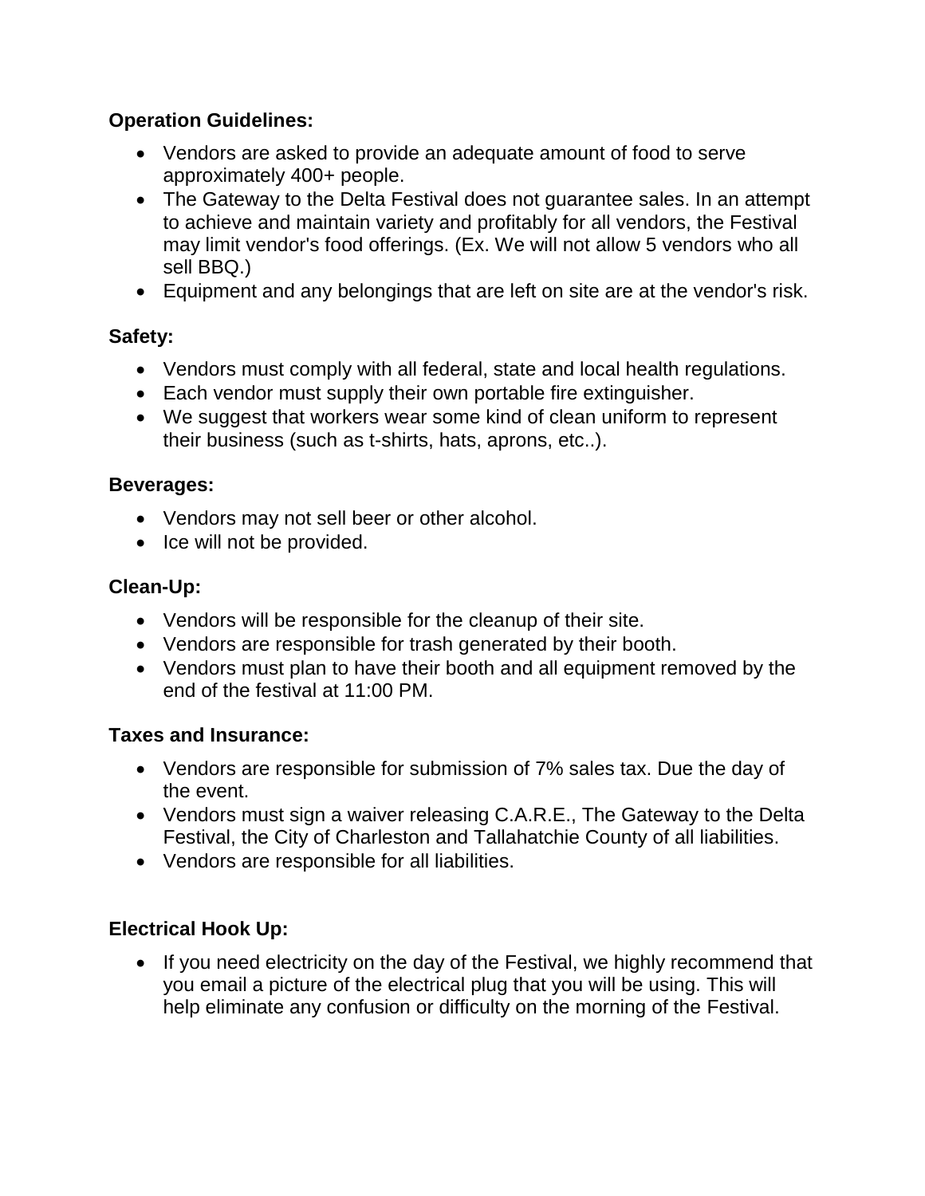**Operation Guidelines:**

- Vendors are asked to provide an adequate amount of food to serve approximately 400+ people.
- The Gateway to the Delta Festival does not guarantee sales. In an attempt to achieve and maintain variety and profitably for all vendors, the Festival may limit vendor's food offerings. (Ex. We will not allow 5 vendors who all sell BBQ.)
- Equipment and any belongings that are left on site are at the vendor's risk.

**Safety:**

- Vendors must comply with all federal, state and local health regulations.
- Each vendor must supply their own portable fire extinguisher.
- We suggest that workers wear some kind of clean uniform to represent their business (such as t-shirts, hats, aprons, etc..).

**Beverages:**

- Vendors may not sell beer or other alcohol.
- Ice will not be provided.

**Clean-Up:**

- Vendors will be responsible for the cleanup of their site.
- Vendors are responsible for trash generated by their booth.
- Vendors must plan to have their booth and all equipment removed by the end of the festival at 11:00 PM.

**Taxes and Insurance:**

- Vendors are responsible for submission of 7% sales tax. Due the day of the event.
- Vendors must sign a waiver releasing C.A.R.E., The Gateway to the Delta Festival, the City of Charleston and Tallahatchie County of all liabilities.
- Vendors are responsible for all liabilities.

**Electrical Hook Up:**

- If you need electricity on the day of the Festival, we highly recommend that you email a picture of the electrical plug that you will be using. This will help eliminate any confusion or difficulty on the morning of the Festival.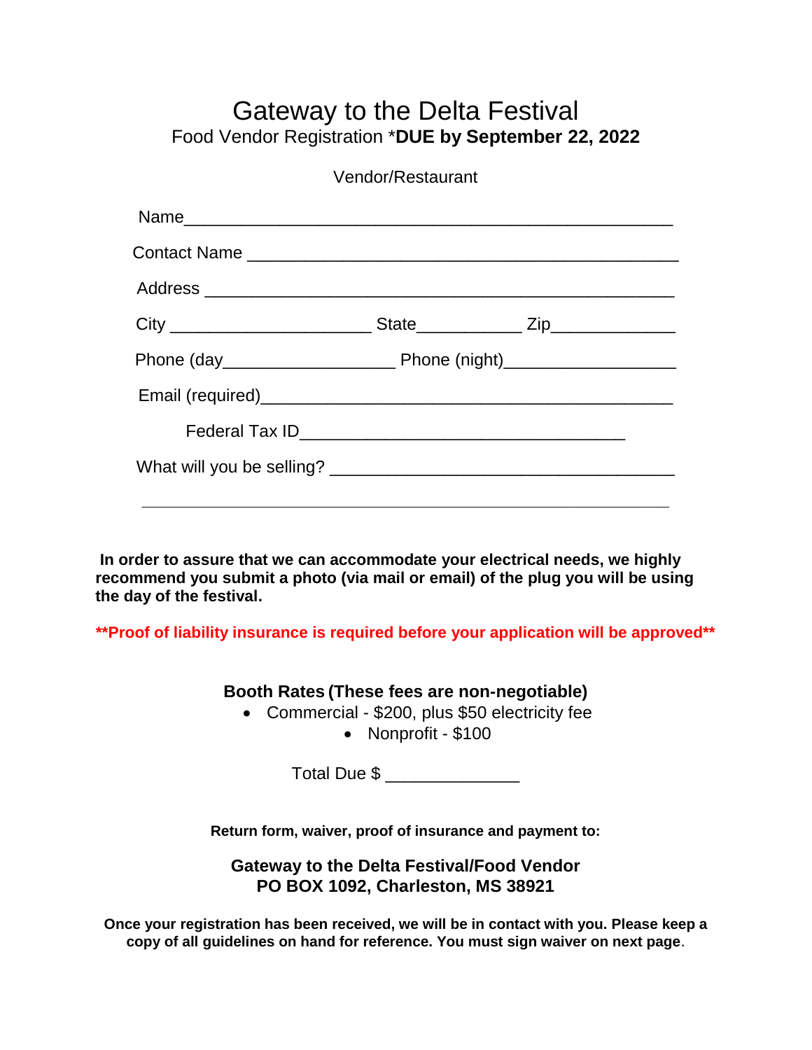# Gateway to the Delta Festival

Food Vendor Registration ***DUE by September 22, 2022**

Vendor/Restaurant

Name___________________________________________________

Contact Name ___________________________________________

Address ________________________________________________

City _____________________ State___________ Zip_____________

Phone (day__________________ Phone (night)__________________

Email (required)_________________________________________

Federal Tax ID__________________________________

What will you be selling? ____________________________________

___________________________________________________________

**In order to assure that we can accommodate your electrical needs, we highly recommend you submit a photo (via mail or email) of the plug you will be using the day of the festival.**

****Proof of liability insurance is required before your application will be approved****

**Booth Rates (These fees are non-negotiable)**

- Commercial - $200, plus $50 electricity fee
- Nonprofit - $100

Total Due $ ______________

**Return form, waiver, proof of insurance and payment to:**

**Gateway to the Delta Festival/Food Vendor**
**PO BOX 1092, Charleston, MS 38921**

**Once your registration has been received, we will be in contact with you. Please keep a copy of all guidelines on hand for reference. You must sign waiver on next page**.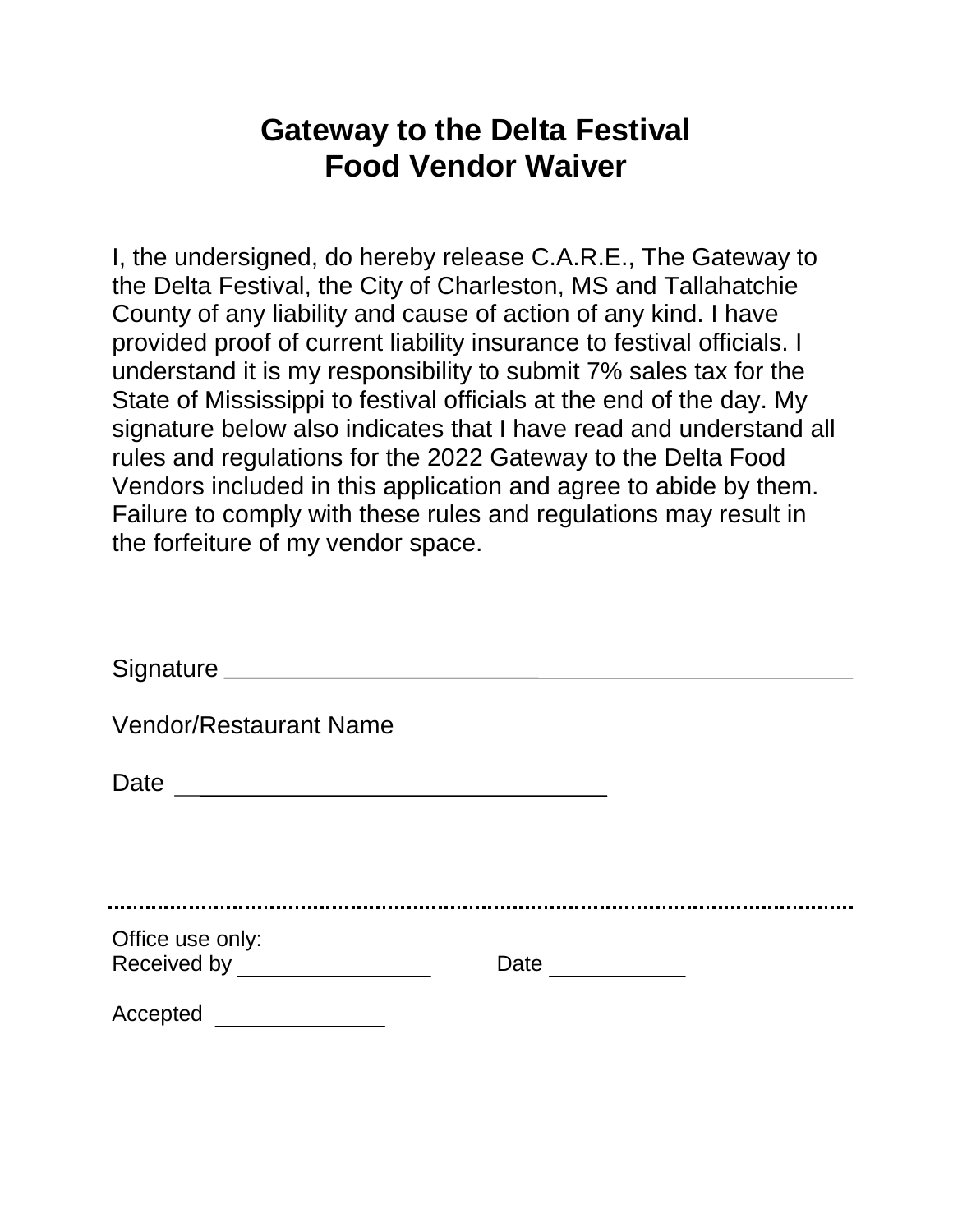# Gateway to the Delta Festival
# Food Vendor Waiver

I, the undersigned, do hereby release C.A.R.E., The Gateway to the Delta Festival, the City of Charleston, MS and Tallahatchie County of any liability and cause of action of any kind. I have provided proof of current liability insurance to festival officials. I understand it is my responsibility to submit 7% sales tax for the State of Mississippi to festival officials at the end of the day. My signature below also indicates that I have read and understand all rules and regulations for the 2022 Gateway to the Delta Food Vendors included in this application and agree to abide by them. Failure to comply with these rules and regulations may result in the forfeiture of my vendor space.

Signature ____________________________________________

Vendor/Restaurant Name ________________________________

Date ______________________________

---

Office use only:
Received by ______________ Date __________

Accepted ____________